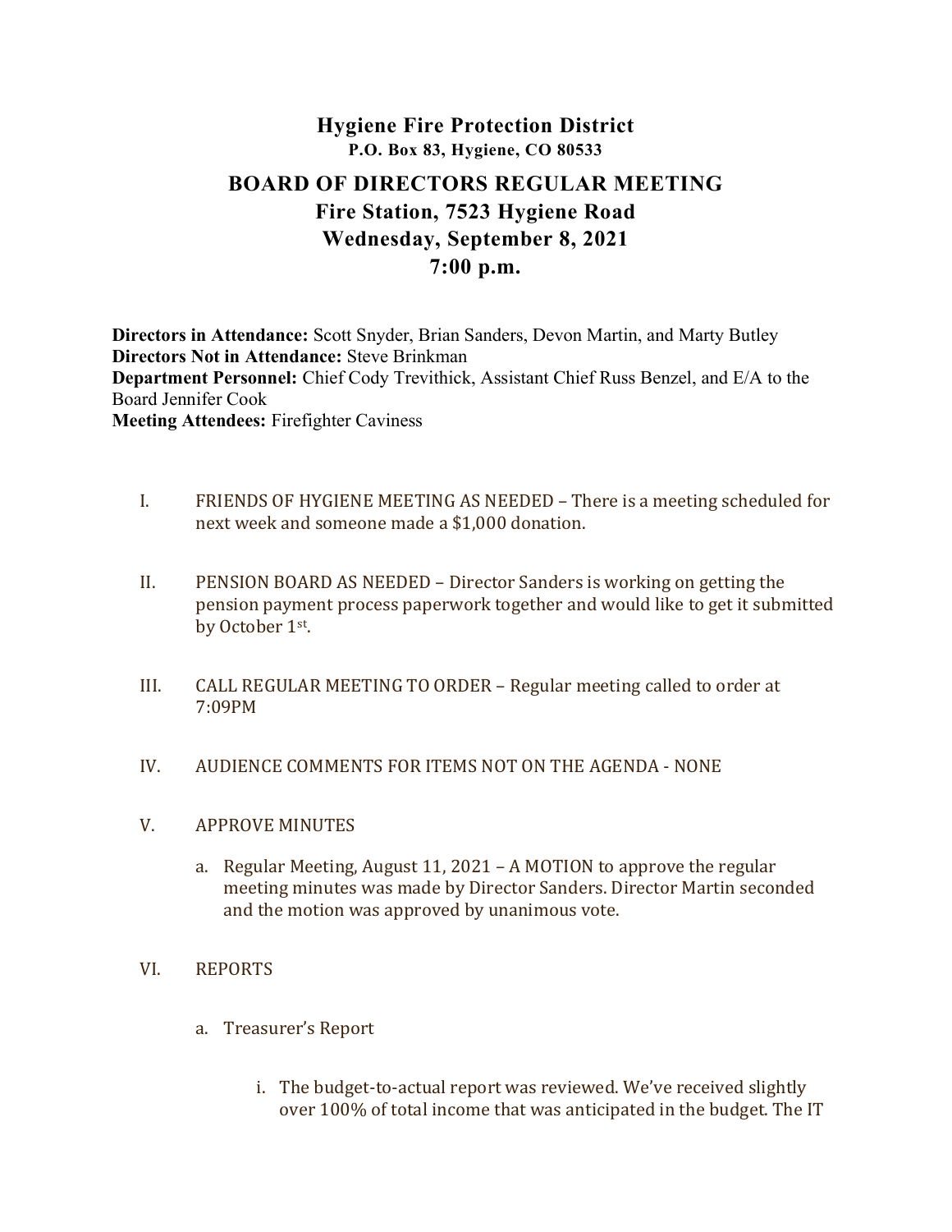# Hygiene Fire Protection District

**P.O. Box 83, Hygiene, CO 80533**

## BOARD OF DIRECTORS REGULAR MEETING
## Fire Station, 7523 Hygiene Road
## Wednesday, September 8, 2021
## 7:00 p.m.

**Directors in Attendance:** Scott Snyder, Brian Sanders, Devon Martin, and Marty Butley
**Directors Not in Attendance:** Steve Brinkman
**Department Personnel:** Chief Cody Trevithick, Assistant Chief Russ Benzel, and E/A to the Board Jennifer Cook
**Meeting Attendees:** Firefighter Caviness

I. FRIENDS OF HYGIENE MEETING AS NEEDED – There is a meeting scheduled for next week and someone made a $1,000 donation.

II. PENSION BOARD AS NEEDED – Director Sanders is working on getting the pension payment process paperwork together and would like to get it submitted by October 1st.

III. CALL REGULAR MEETING TO ORDER – Regular meeting called to order at 7:09PM

IV. AUDIENCE COMMENTS FOR ITEMS NOT ON THE AGENDA - NONE

V. APPROVE MINUTES

   a. Regular Meeting, August 11, 2021 – A MOTION to approve the regular meeting minutes was made by Director Sanders. Director Martin seconded and the motion was approved by unanimous vote.

VI. REPORTS

   a. Treasurer's Report

      i. The budget-to-actual report was reviewed. We've received slightly over 100% of total income that was anticipated in the budget. The IT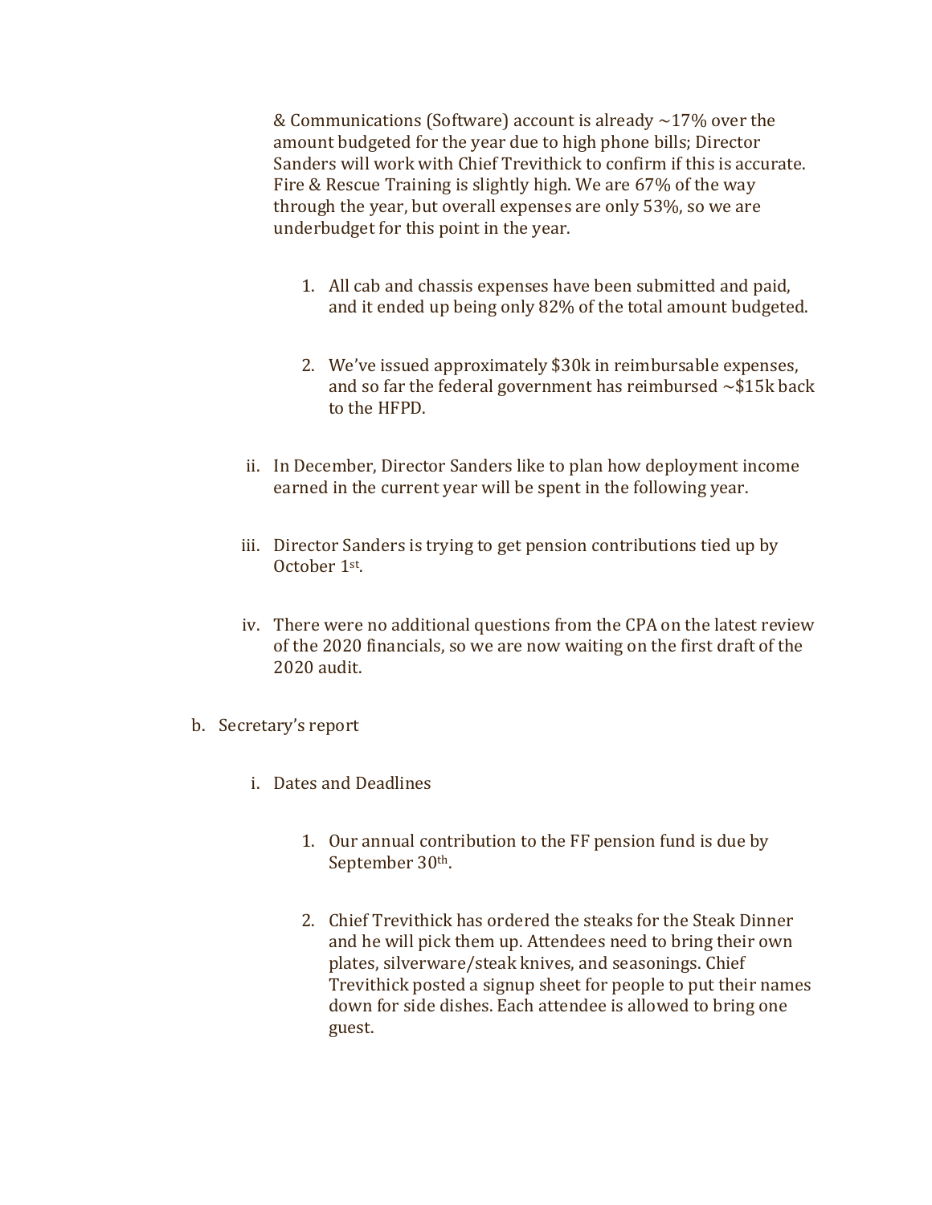& Communications (Software) account is already ~17% over the amount budgeted for the year due to high phone bills; Director Sanders will work with Chief Trevithick to confirm if this is accurate. Fire & Rescue Training is slightly high. We are 67% of the way through the year, but overall expenses are only 53%, so we are underbudget for this point in the year.

1. All cab and chassis expenses have been submitted and paid, and it ended up being only 82% of the total amount budgeted.

2. We've issued approximately $30k in reimbursable expenses, and so far the federal government has reimbursed ~$15k back to the HFPD.

ii. In December, Director Sanders like to plan how deployment income earned in the current year will be spent in the following year.

iii. Director Sanders is trying to get pension contributions tied up by October 1st.

iv. There were no additional questions from the CPA on the latest review of the 2020 financials, so we are now waiting on the first draft of the 2020 audit.

b. Secretary's report

i. Dates and Deadlines

1. Our annual contribution to the FF pension fund is due by September 30th.

2. Chief Trevithick has ordered the steaks for the Steak Dinner and he will pick them up. Attendees need to bring their own plates, silverware/steak knives, and seasonings. Chief Trevithick posted a signup sheet for people to put their names down for side dishes. Each attendee is allowed to bring one guest.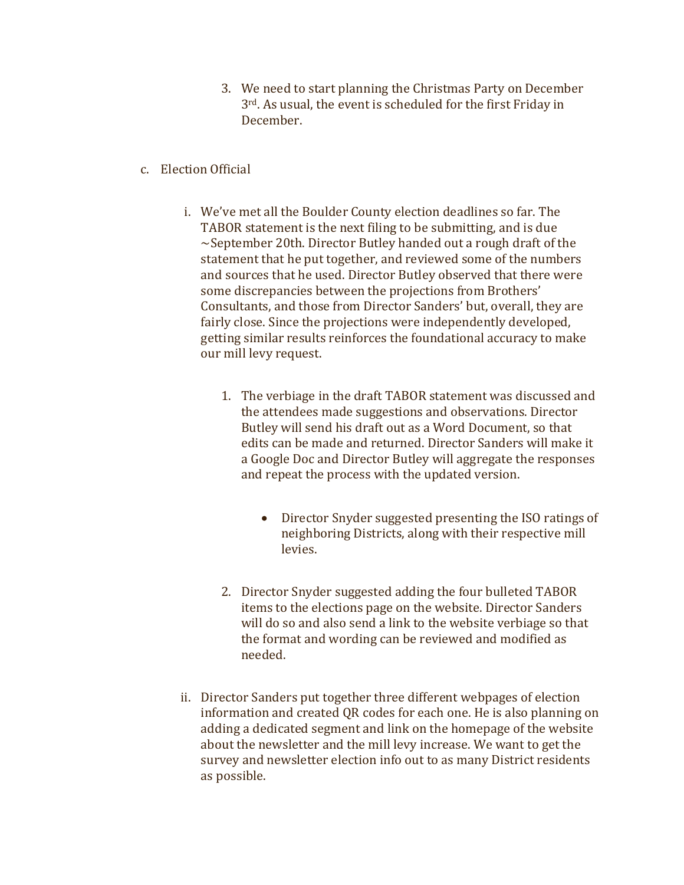3. We need to start planning the Christmas Party on December 3rd. As usual, the event is scheduled for the first Friday in December.

c. Election Official

i. We've met all the Boulder County election deadlines so far. The TABOR statement is the next filing to be submitting, and is due ~September 20th. Director Butley handed out a rough draft of the statement that he put together, and reviewed some of the numbers and sources that he used. Director Butley observed that there were some discrepancies between the projections from Brothers' Consultants, and those from Director Sanders' but, overall, they are fairly close. Since the projections were independently developed, getting similar results reinforces the foundational accuracy to make our mill levy request.

1. The verbiage in the draft TABOR statement was discussed and the attendees made suggestions and observations. Director Butley will send his draft out as a Word Document, so that edits can be made and returned. Director Sanders will make it a Google Doc and Director Butley will aggregate the responses and repeat the process with the updated version.

   - Director Snyder suggested presenting the ISO ratings of neighboring Districts, along with their respective mill levies.

2. Director Snyder suggested adding the four bulleted TABOR items to the elections page on the website. Director Sanders will do so and also send a link to the website verbiage so that the format and wording can be reviewed and modified as needed.

ii. Director Sanders put together three different webpages of election information and created QR codes for each one. He is also planning on adding a dedicated segment and link on the homepage of the website about the newsletter and the mill levy increase. We want to get the survey and newsletter election info out to as many District residents as possible.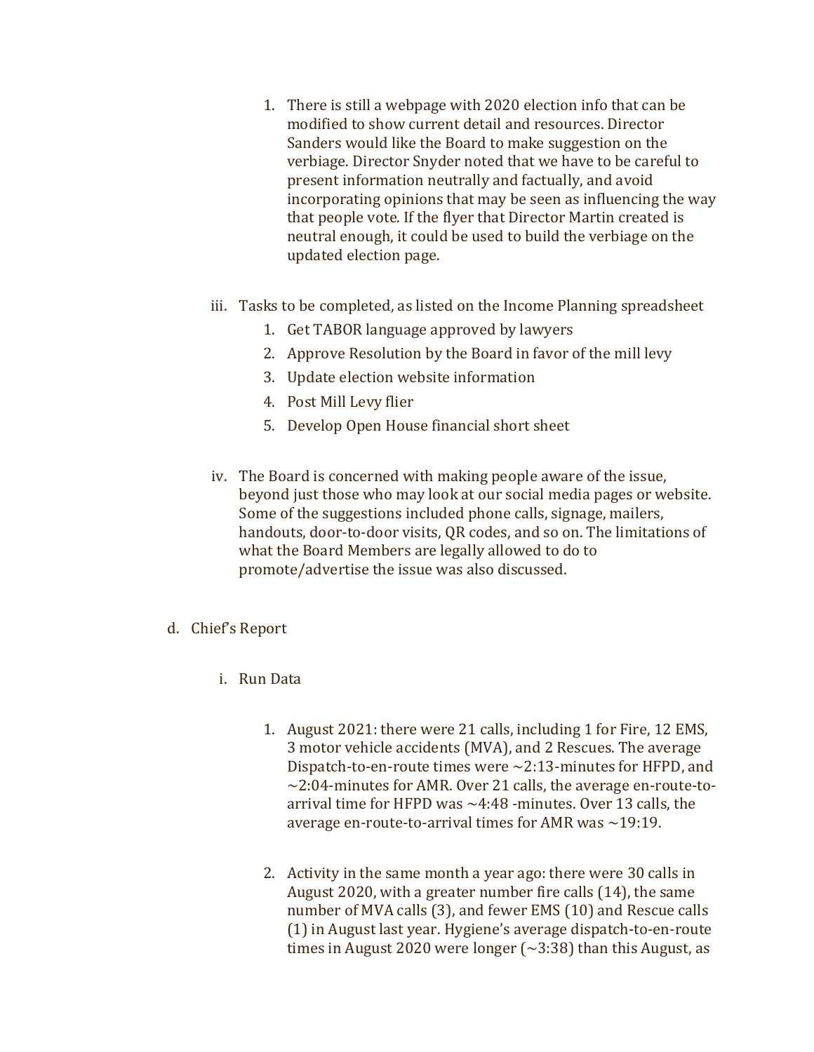1. There is still a webpage with 2020 election info that can be modified to show current detail and resources. Director Sanders would like the Board to make suggestion on the verbiage. Director Snyder noted that we have to be careful to present information neutrally and factually, and avoid incorporating opinions that may be seen as influencing the way that people vote. If the flyer that Director Martin created is neutral enough, it could be used to build the verbiage on the updated election page.

iii. Tasks to be completed, as listed on the Income Planning spreadsheet

1. Get TABOR language approved by lawyers
2. Approve Resolution by the Board in favor of the mill levy
3. Update election website information
4. Post Mill Levy flier
5. Develop Open House financial short sheet

iv. The Board is concerned with making people aware of the issue, beyond just those who may look at our social media pages or website. Some of the suggestions included phone calls, signage, mailers, handouts, door-to-door visits, QR codes, and so on. The limitations of what the Board Members are legally allowed to do to promote/advertise the issue was also discussed.

d. Chief's Report

i. Run Data

1. August 2021: there were 21 calls, including 1 for Fire, 12 EMS, 3 motor vehicle accidents (MVA), and 2 Rescues. The average Dispatch-to-en-route times were ~2:13-minutes for HFPD, and ~2:04-minutes for AMR. Over 21 calls, the average en-route-to-arrival time for HFPD was ~4:48 -minutes. Over 13 calls, the average en-route-to-arrival times for AMR was ~19:19.

2. Activity in the same month a year ago: there were 30 calls in August 2020, with a greater number fire calls (14), the same number of MVA calls (3), and fewer EMS (10) and Rescue calls (1) in August last year. Hygiene's average dispatch-to-en-route times in August 2020 were longer (~3:38) than this August, as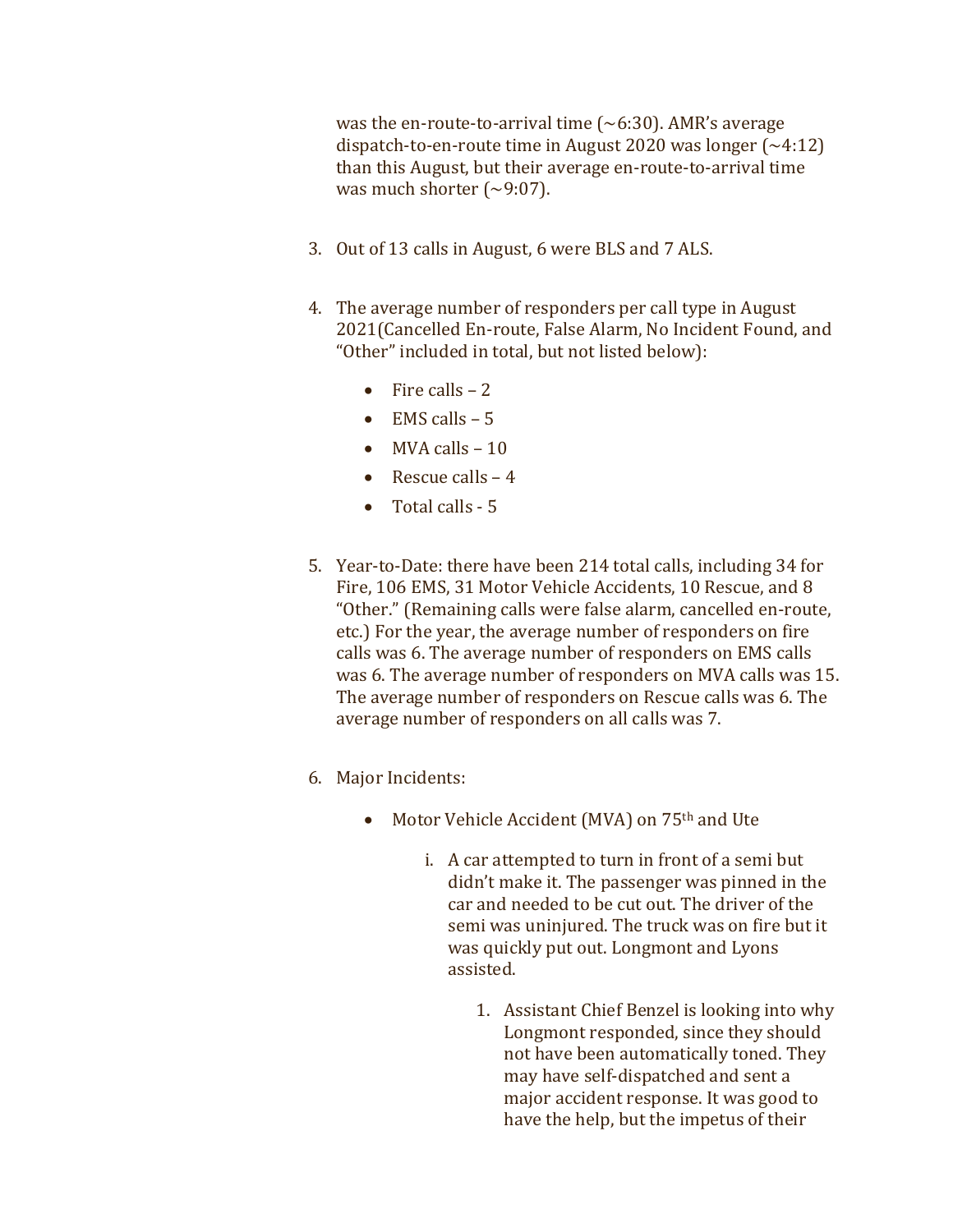was the en-route-to-arrival time (~6:30). AMR's average dispatch-to-en-route time in August 2020 was longer (~4:12) than this August, but their average en-route-to-arrival time was much shorter (~9:07).

3. Out of 13 calls in August, 6 were BLS and 7 ALS.

4. The average number of responders per call type in August 2021(Cancelled En-route, False Alarm, No Incident Found, and "Other" included in total, but not listed below):

   - Fire calls – 2
   - EMS calls – 5
   - MVA calls – 10
   - Rescue calls – 4
   - Total calls - 5

5. Year-to-Date: there have been 214 total calls, including 34 for Fire, 106 EMS, 31 Motor Vehicle Accidents, 10 Rescue, and 8 "Other." (Remaining calls were false alarm, cancelled en-route, etc.) For the year, the average number of responders on fire calls was 6. The average number of responders on EMS calls was 6. The average number of responders on MVA calls was 15. The average number of responders on Rescue calls was 6. The average number of responders on all calls was 7.

6. Major Incidents:

   - Motor Vehicle Accident (MVA) on 75th and Ute

     i. A car attempted to turn in front of a semi but didn't make it. The passenger was pinned in the car and needed to be cut out. The driver of the semi was uninjured. The truck was on fire but it was quickly put out. Longmont and Lyons assisted.

        1. Assistant Chief Benzel is looking into why Longmont responded, since they should not have been automatically toned. They may have self-dispatched and sent a major accident response. It was good to have the help, but the impetus of their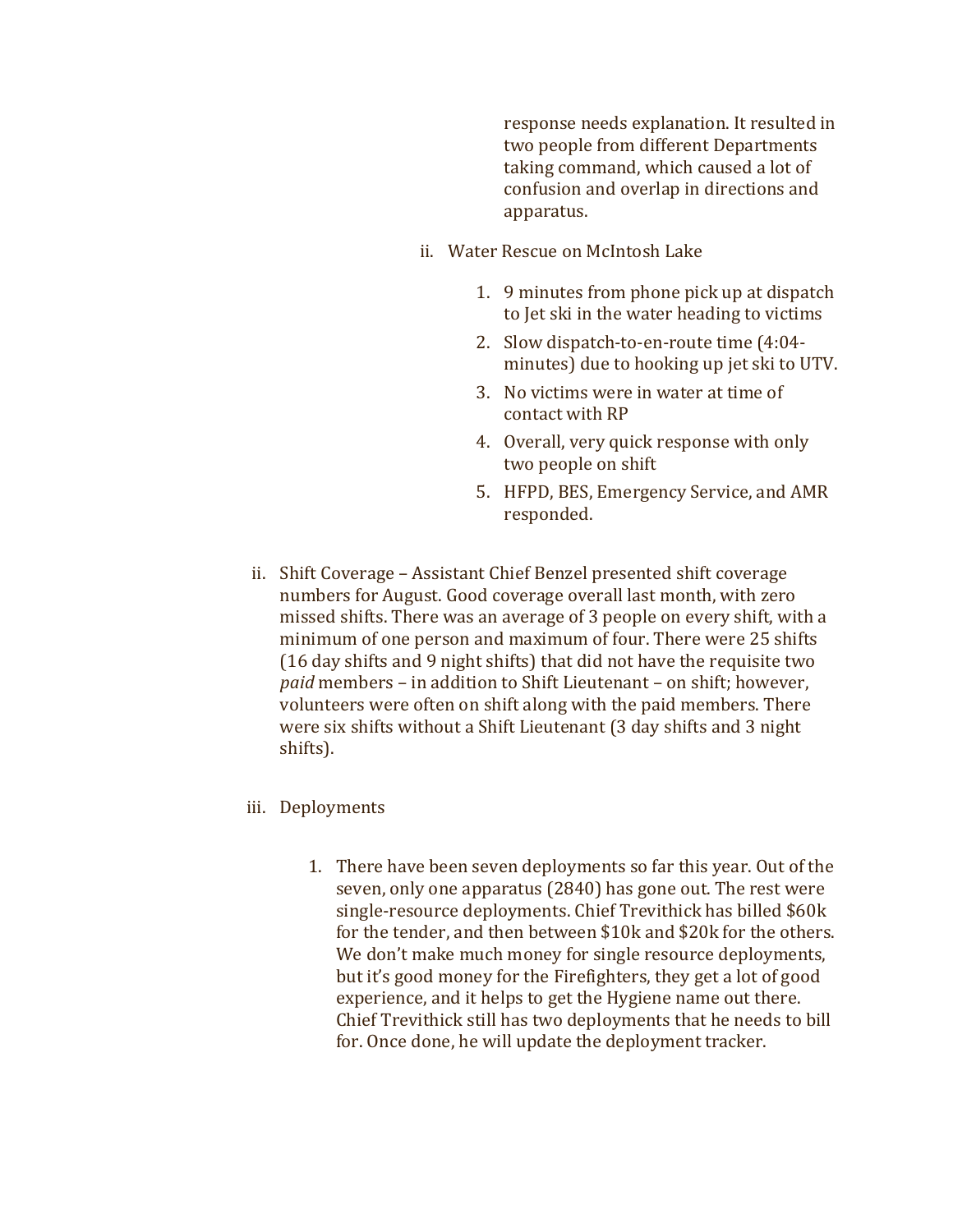response needs explanation. It resulted in two people from different Departments taking command, which caused a lot of confusion and overlap in directions and apparatus.

ii. Water Rescue on McIntosh Lake

1. 9 minutes from phone pick up at dispatch to Jet ski in the water heading to victims
2. Slow dispatch-to-en-route time (4:04-minutes) due to hooking up jet ski to UTV.
3. No victims were in water at time of contact with RP
4. Overall, very quick response with only two people on shift
5. HFPD, BES, Emergency Service, and AMR responded.

ii. Shift Coverage – Assistant Chief Benzel presented shift coverage numbers for August. Good coverage overall last month, with zero missed shifts. There was an average of 3 people on every shift, with a minimum of one person and maximum of four. There were 25 shifts (16 day shifts and 9 night shifts) that did not have the requisite two *paid* members – in addition to Shift Lieutenant – on shift; however, volunteers were often on shift along with the paid members. There were six shifts without a Shift Lieutenant (3 day shifts and 3 night shifts).

iii. Deployments

1. There have been seven deployments so far this year. Out of the seven, only one apparatus (2840) has gone out. The rest were single-resource deployments. Chief Trevithick has billed $60k for the tender, and then between $10k and $20k for the others. We don't make much money for single resource deployments, but it's good money for the Firefighters, they get a lot of good experience, and it helps to get the Hygiene name out there. Chief Trevithick still has two deployments that he needs to bill for. Once done, he will update the deployment tracker.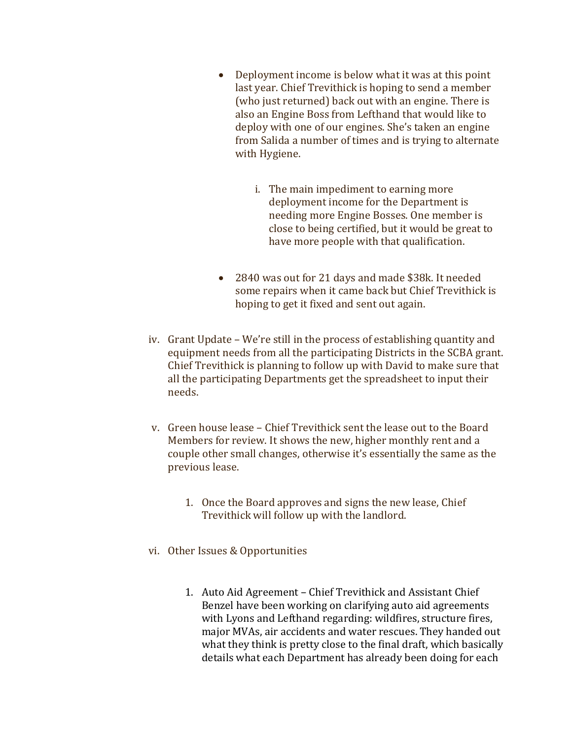- Deployment income is below what it was at this point last year. Chief Trevithick is hoping to send a member (who just returned) back out with an engine. There is also an Engine Boss from Lefthand that would like to deploy with one of our engines. She's taken an engine from Salida a number of times and is trying to alternate with Hygiene.

    i. The main impediment to earning more deployment income for the Department is needing more Engine Bosses. One member is close to being certified, but it would be great to have more people with that qualification.

- 2840 was out for 21 days and made $38k. It needed some repairs when it came back but Chief Trevithick is hoping to get it fixed and sent out again.

iv. Grant Update – We're still in the process of establishing quantity and equipment needs from all the participating Districts in the SCBA grant. Chief Trevithick is planning to follow up with David to make sure that all the participating Departments get the spreadsheet to input their needs.

v. Green house lease – Chief Trevithick sent the lease out to the Board Members for review. It shows the new, higher monthly rent and a couple other small changes, otherwise it's essentially the same as the previous lease.

   1. Once the Board approves and signs the new lease, Chief Trevithick will follow up with the landlord.

vi. Other Issues & Opportunities

   1. Auto Aid Agreement – Chief Trevithick and Assistant Chief Benzel have been working on clarifying auto aid agreements with Lyons and Lefthand regarding: wildfires, structure fires, major MVAs, air accidents and water rescues. They handed out what they think is pretty close to the final draft, which basically details what each Department has already been doing for each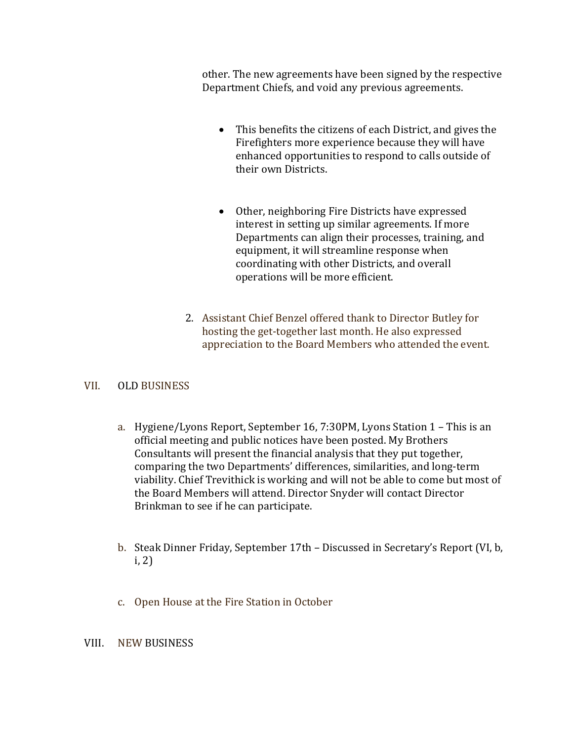other. The new agreements have been signed by the respective Department Chiefs, and void any previous agreements.

- This benefits the citizens of each District, and gives the Firefighters more experience because they will have enhanced opportunities to respond to calls outside of their own Districts.

- Other, neighboring Fire Districts have expressed interest in setting up similar agreements. If more Departments can align their processes, training, and equipment, it will streamline response when coordinating with other Districts, and overall operations will be more efficient.

2. Assistant Chief Benzel offered thank to Director Butley for hosting the get-together last month. He also expressed appreciation to the Board Members who attended the event.

VII. OLD BUSINESS

a. Hygiene/Lyons Report, September 16, 7:30PM, Lyons Station 1 – This is an official meeting and public notices have been posted. My Brothers Consultants will present the financial analysis that they put together, comparing the two Departments' differences, similarities, and long-term viability. Chief Trevithick is working and will not be able to come but most of the Board Members will attend. Director Snyder will contact Director Brinkman to see if he can participate.

b. Steak Dinner Friday, September 17th – Discussed in Secretary's Report (VI, b, i, 2)

c. Open House at the Fire Station in October

VIII. NEW BUSINESS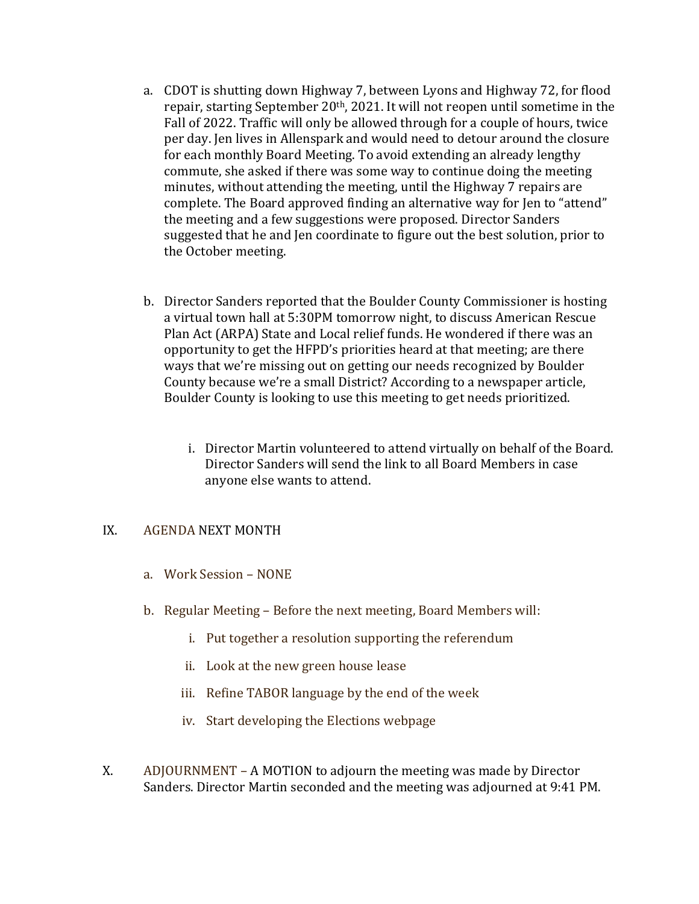a. CDOT is shutting down Highway 7, between Lyons and Highway 72, for flood repair, starting September 20th, 2021. It will not reopen until sometime in the Fall of 2022. Traffic will only be allowed through for a couple of hours, twice per day. Jen lives in Allenspark and would need to detour around the closure for each monthly Board Meeting. To avoid extending an already lengthy commute, she asked if there was some way to continue doing the meeting minutes, without attending the meeting, until the Highway 7 repairs are complete. The Board approved finding an alternative way for Jen to "attend" the meeting and a few suggestions were proposed. Director Sanders suggested that he and Jen coordinate to figure out the best solution, prior to the October meeting.

b. Director Sanders reported that the Boulder County Commissioner is hosting a virtual town hall at 5:30PM tomorrow night, to discuss American Rescue Plan Act (ARPA) State and Local relief funds. He wondered if there was an opportunity to get the HFPD's priorities heard at that meeting; are there ways that we're missing out on getting our needs recognized by Boulder County because we're a small District? According to a newspaper article, Boulder County is looking to use this meeting to get needs prioritized.

   i. Director Martin volunteered to attend virtually on behalf of the Board. Director Sanders will send the link to all Board Members in case anyone else wants to attend.

IX. AGENDA NEXT MONTH

a. Work Session – NONE

b. Regular Meeting – Before the next meeting, Board Members will:

   i. Put together a resolution supporting the referendum

   ii. Look at the new green house lease

   iii. Refine TABOR language by the end of the week

   iv. Start developing the Elections webpage

X. ADJOURNMENT – A MOTION to adjourn the meeting was made by Director Sanders. Director Martin seconded and the meeting was adjourned at 9:41 PM.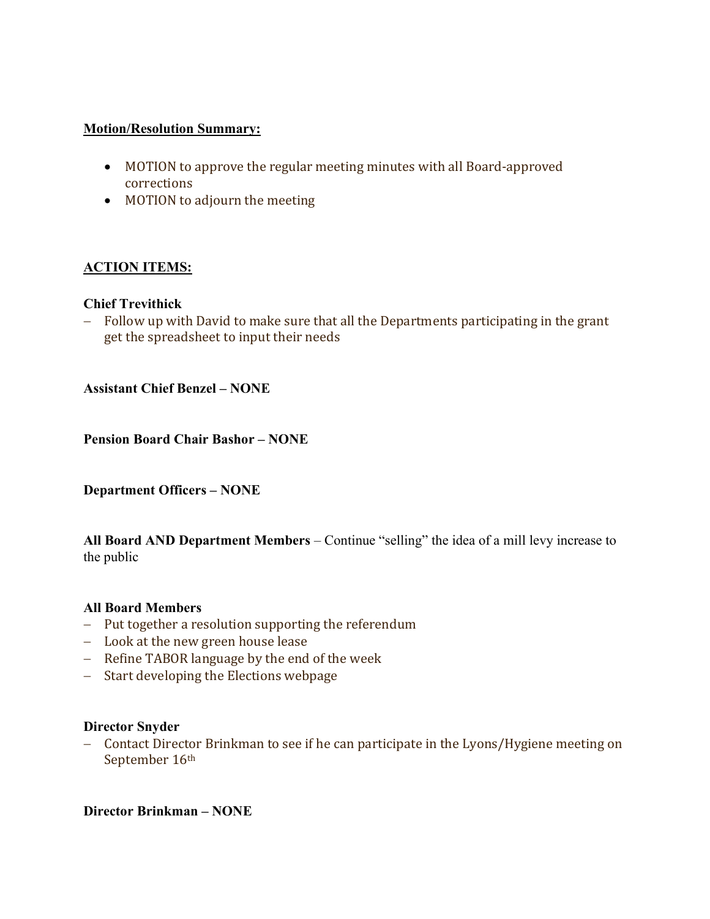**Motion/Resolution Summary:**

- MOTION to approve the regular meeting minutes with all Board-approved corrections
- MOTION to adjourn the meeting

**ACTION ITEMS:**

**Chief Trevithick**

- Follow up with David to make sure that all the Departments participating in the grant get the spreadsheet to input their needs

**Assistant Chief Benzel – NONE**

**Pension Board Chair Bashor – NONE**

**Department Officers – NONE**

**All Board AND Department Members** – Continue "selling" the idea of a mill levy increase to the public

**All Board Members**

- Put together a resolution supporting the referendum
- Look at the new green house lease
- Refine TABOR language by the end of the week
- Start developing the Elections webpage

**Director Snyder**

- Contact Director Brinkman to see if he can participate in the Lyons/Hygiene meeting on September 16th

**Director Brinkman – NONE**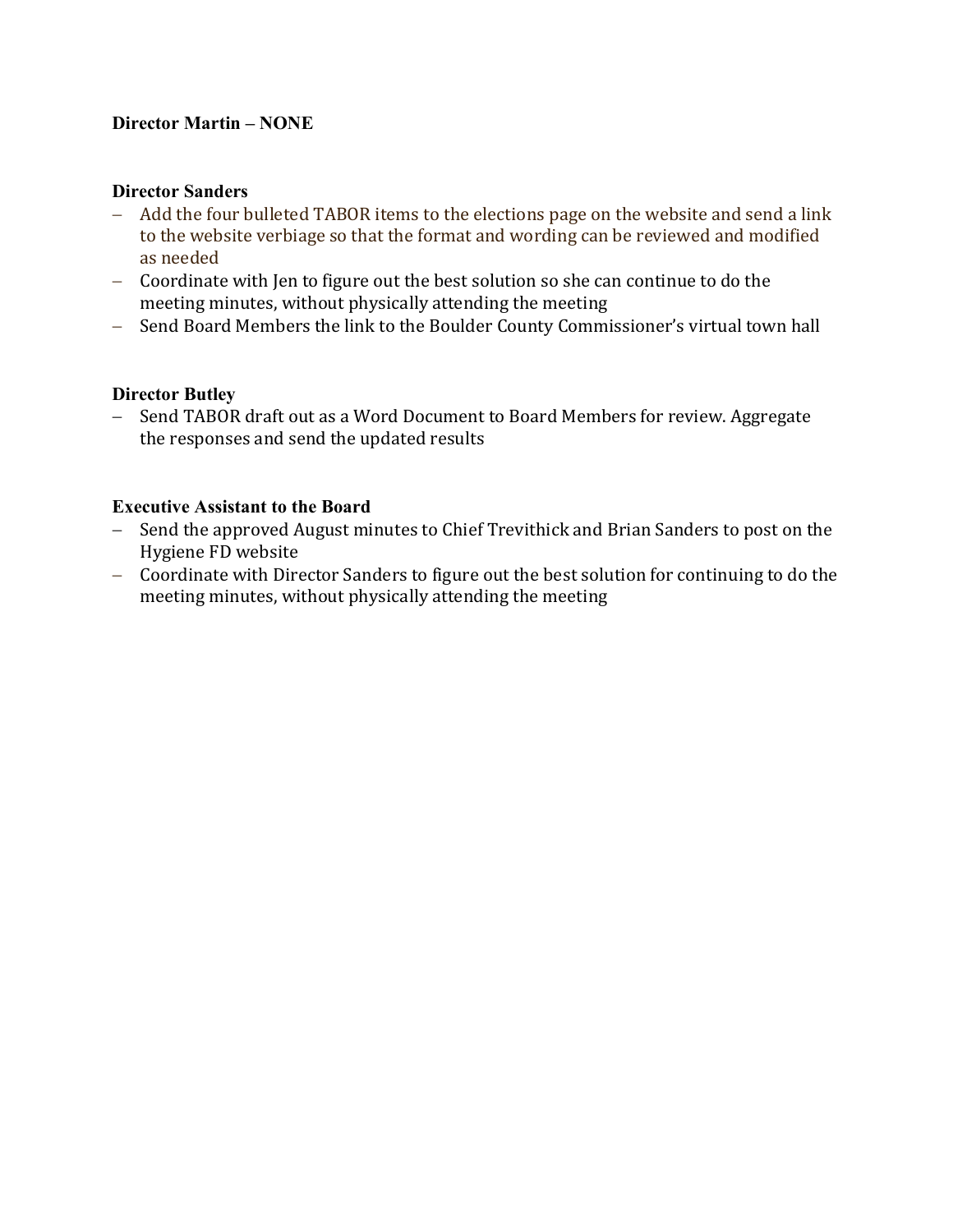**Director Martin – NONE**

**Director Sanders**

– Add the four bulleted TABOR items to the elections page on the website and send a link to the website verbiage so that the format and wording can be reviewed and modified as needed
– Coordinate with Jen to figure out the best solution so she can continue to do the meeting minutes, without physically attending the meeting
– Send Board Members the link to the Boulder County Commissioner's virtual town hall

**Director Butley**

– Send TABOR draft out as a Word Document to Board Members for review. Aggregate the responses and send the updated results

**Executive Assistant to the Board**

– Send the approved August minutes to Chief Trevithick and Brian Sanders to post on the Hygiene FD website
– Coordinate with Director Sanders to figure out the best solution for continuing to do the meeting minutes, without physically attending the meeting